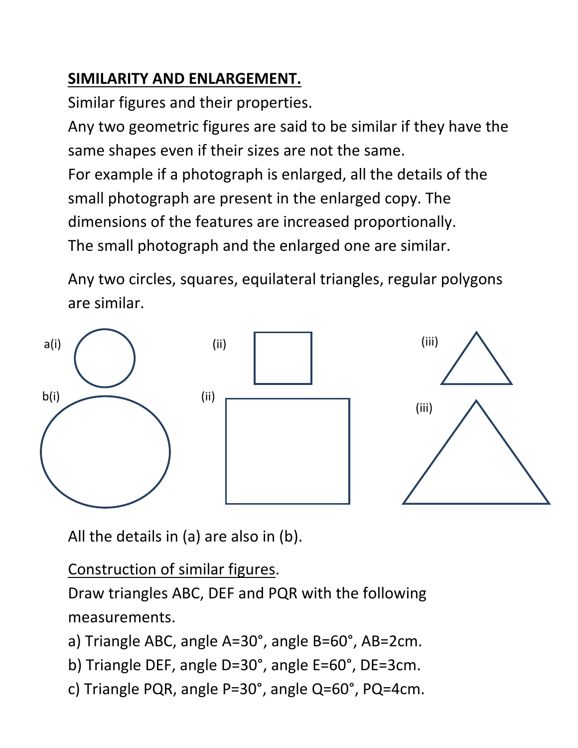## SIMILARITY AND ENLARGEMENT.

Similar figures and their properties.

Any two geometric figures are said to be similar if they have the same shapes even if their sizes are not the same.

For example if a photograph is enlarged, all the details of the small photograph are present in the enlarged copy. The dimensions of the features are increased proportionally.

The small photograph and the enlarged one are similar.

Any two circles, squares, equilateral triangles, regular polygons are similar.

a(i) (ii) (iii)

b(i) (ii) (iii)

All the details in (a) are also in (b).

Construction of similar figures.

Draw triangles ABC, DEF and PQR with the following measurements.

a) Triangle ABC, angle A=30°, angle B=60°, AB=2cm.

b) Triangle DEF, angle D=30°, angle E=60°, DE=3cm.

c) Triangle PQR, angle P=30°, angle Q=60°, PQ=4cm.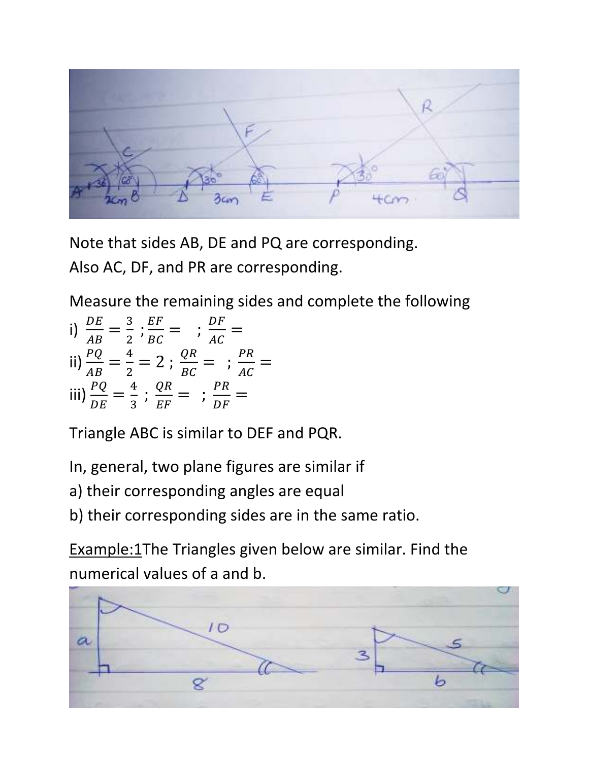Note that sides AB, DE and PQ are corresponding.
Also AC, DF, and PR are corresponding.

Measure the remaining sides and complete the following

i) $\frac{DE}{AB} = \frac{3}{2}$ ; $\frac{EF}{BC} =$ ; $\frac{DF}{AC} =$

ii) $\frac{PQ}{AB} = \frac{4}{2} = 2$ ; $\frac{QR}{BC} =$ ; $\frac{PR}{AC} =$

iii) $\frac{PQ}{DE} = \frac{4}{3}$ ; $\frac{QR}{EF} =$ ; $\frac{PR}{DF} =$

Triangle ABC is similar to DEF and PQR.

In, general, two plane figures are similar if

a) their corresponding angles are equal

b) their corresponding sides are in the same ratio.

<u>Example:1</u>The Triangles given below are similar. Find the numerical values of a and b.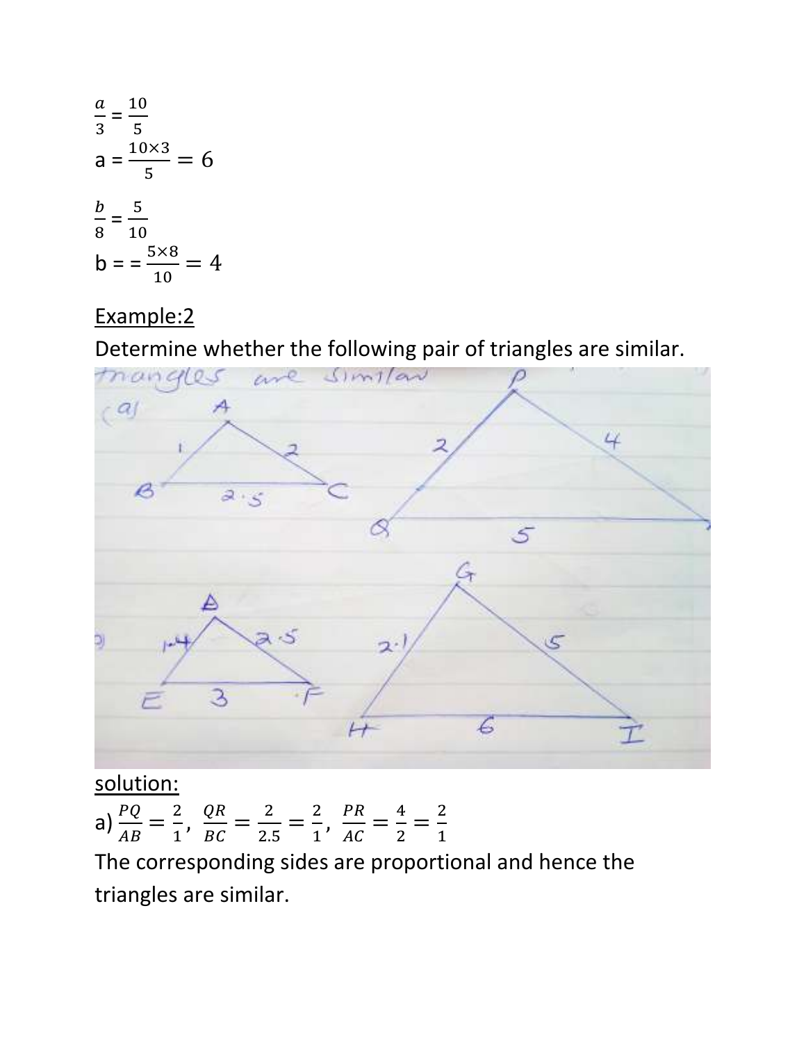$\frac{a}{3} = \frac{10}{5}$

a = $\frac{10 \times 3}{5} = 6$

$\frac{b}{8} = \frac{5}{10}$

b = = $\frac{5 \times 8}{10} = 4$

<u>Example:2</u>

Determine whether the following pair of triangles are similar.

<u>solution:</u>

a) $\frac{PQ}{AB} = \frac{2}{1}, \ \frac{QR}{BC} = \frac{2}{2.5} = \frac{2}{1}, \ \frac{PR}{AC} = \frac{4}{2} = \frac{2}{1}$

The corresponding sides are proportional and hence the triangles are similar.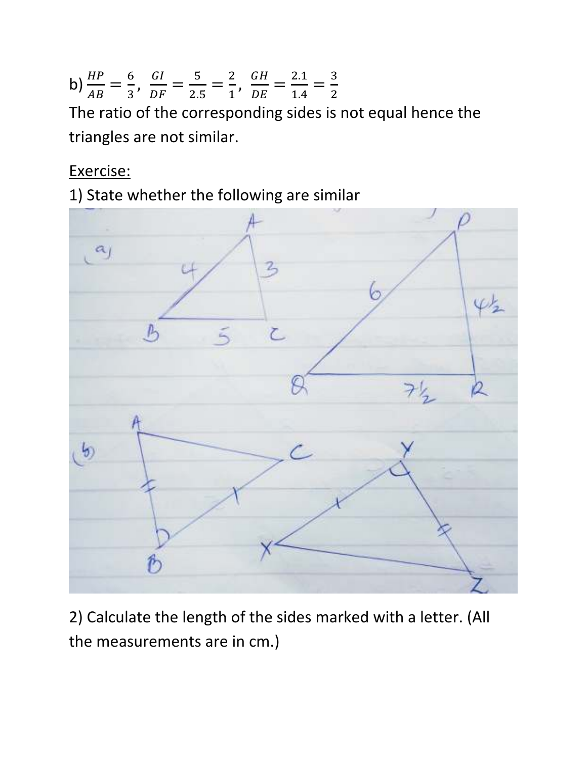b) $\frac{HP}{AB} = \frac{6}{3}, \ \frac{GI}{DF} = \frac{5}{2.5} = \frac{2}{1}, \ \frac{GH}{DE} = \frac{2.1}{1.4} = \frac{3}{2}$

The ratio of the corresponding sides is not equal hence the triangles are not similar.

<u>Exercise:</u>

1) State whether the following are similar

2) Calculate the length of the sides marked with a letter. (All the measurements are in cm.)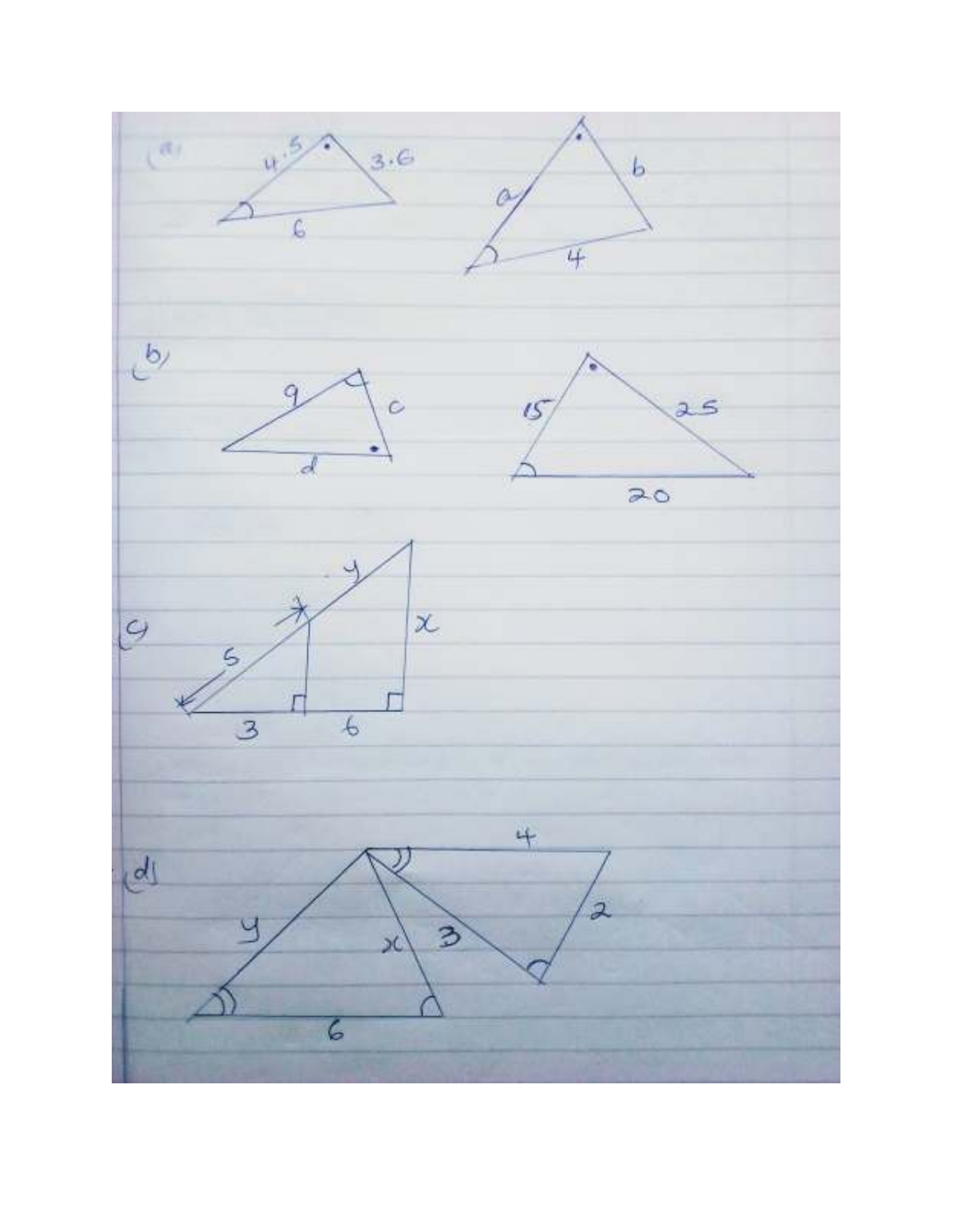(a)

4.5, 3.6, 6

a, b, 4

(b)

9, c, d

15, 25, 20

(c)

y, x, 5, 3, 6

(d)

4, 2, 3, y, x, 6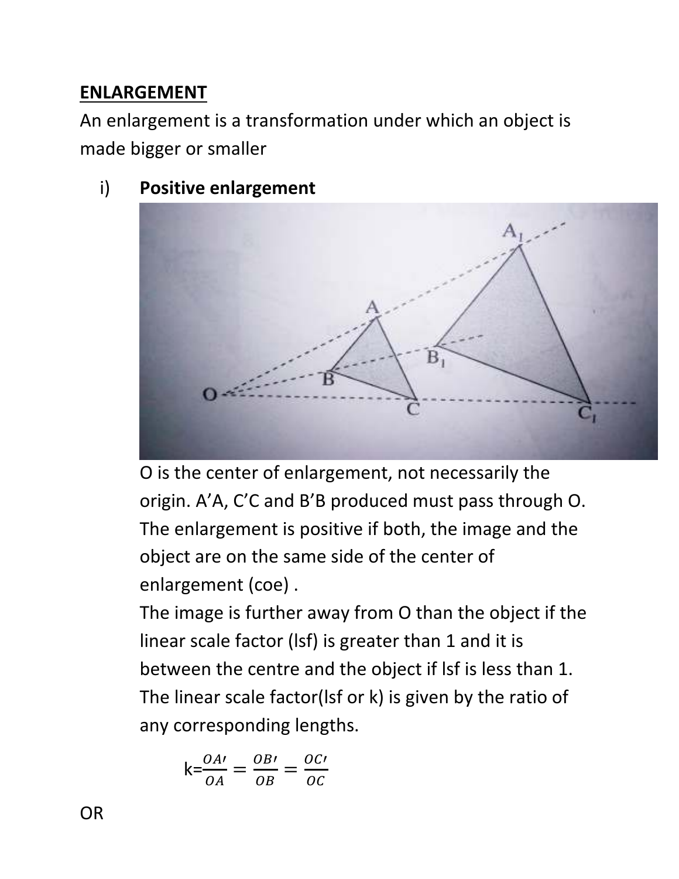## ENLARGEMENT

An enlargement is a transformation under which an object is made bigger or smaller

i) **Positive enlargement**

O is the center of enlargement, not necessarily the origin. A'A, C'C and B'B produced must pass through O. The enlargement is positive if both, the image and the object are on the same side of the center of enlargement (coe) .

The image is further away from O than the object if the linear scale factor (lsf) is greater than 1 and it is between the centre and the object if lsf is less than 1. The linear scale factor(lsf or k) is given by the ratio of any corresponding lengths.

$$k=\frac{OA'}{OA}=\frac{OB'}{OB}=\frac{OC'}{OC}$$

OR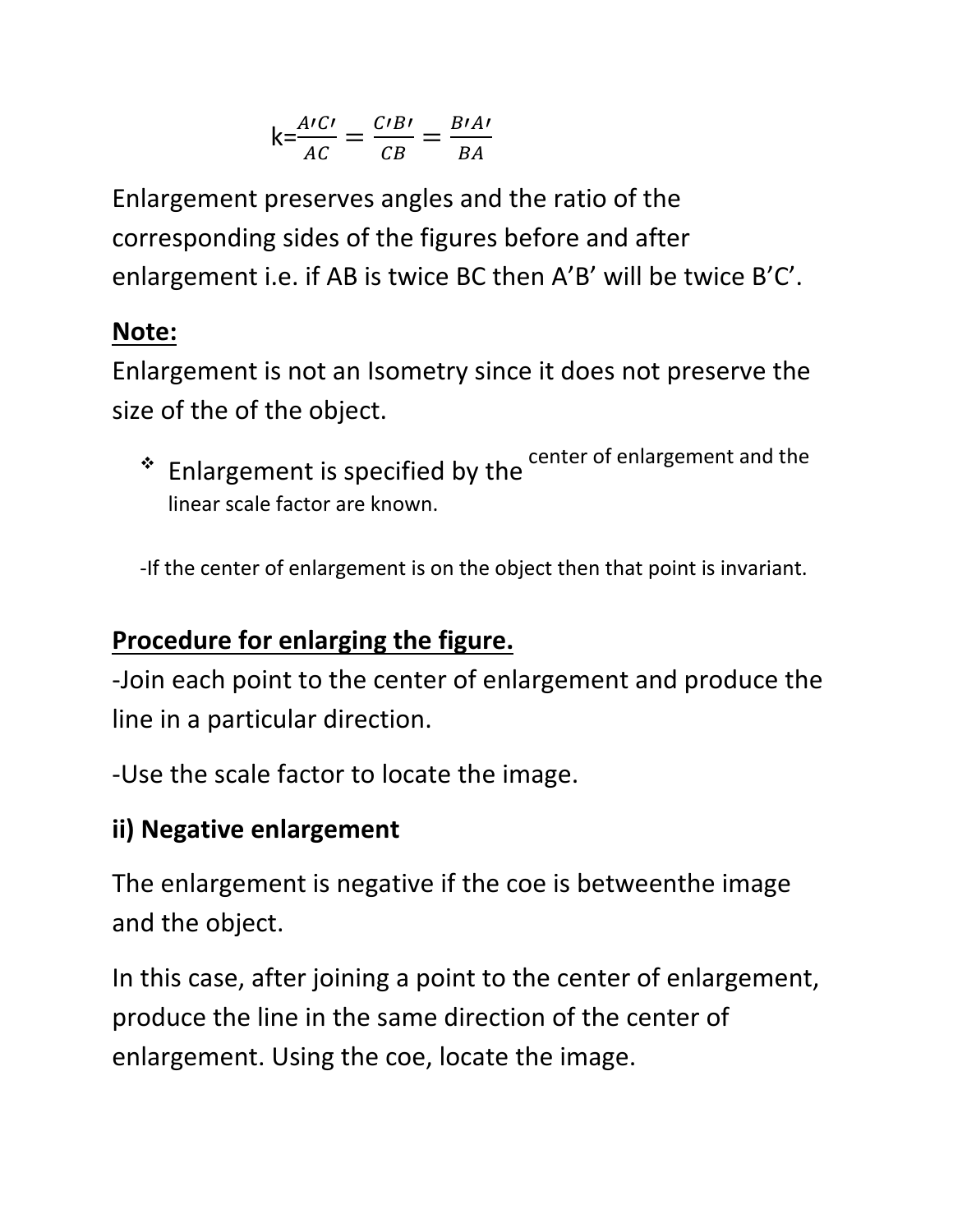$$k=\frac{A'C'}{AC}=\frac{C'B'}{CB}=\frac{B'A'}{BA}$$

Enlargement preserves angles and the ratio of the corresponding sides of the figures before and after enlargement i.e. if AB is twice BC then A'B' will be twice B'C'.

**Note:**

Enlargement is not an Isometry since it does not preserve the size of the of the object.

- Enlargement is specified by the center of enlargement and the linear scale factor are known.

-If the center of enlargement is on the object then that point is invariant.

## Procedure for enlarging the figure.

-Join each point to the center of enlargement and produce the line in a particular direction.

-Use the scale factor to locate the image.

### ii) Negative enlargement

The enlargement is negative if the coe is betweenthe image and the object.

In this case, after joining a point to the center of enlargement, produce the line in the same direction of the center of enlargement. Using the coe, locate the image.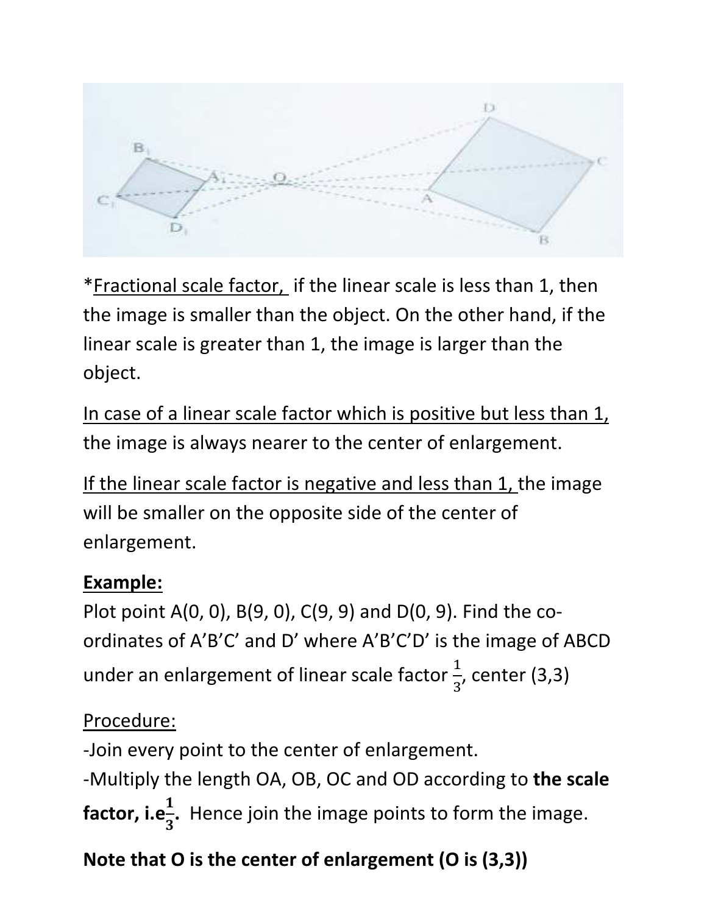*Fractional scale factor, if the linear scale is less than 1, then the image is smaller than the object. On the other hand, if the linear scale is greater than 1, the image is larger than the object.

In case of a linear scale factor which is positive but less than 1, the image is always nearer to the center of enlargement.

If the linear scale factor is negative and less than 1, the image will be smaller on the opposite side of the center of enlargement.

**Example:**

Plot point A(0, 0), B(9, 0), C(9, 9) and D(0, 9). Find the co-ordinates of A'B'C' and D' where A'B'C'D' is the image of ABCD under an enlargement of linear scale factor $\frac{1}{3}$, center (3,3)

Procedure:

-Join every point to the center of enlargement.

-Multiply the length OA, OB, OC and OD according to **the scale factor, i.e $\frac{1}{3}$.** Hence join the image points to form the image.

**Note that O is the center of enlargement (O is (3,3))**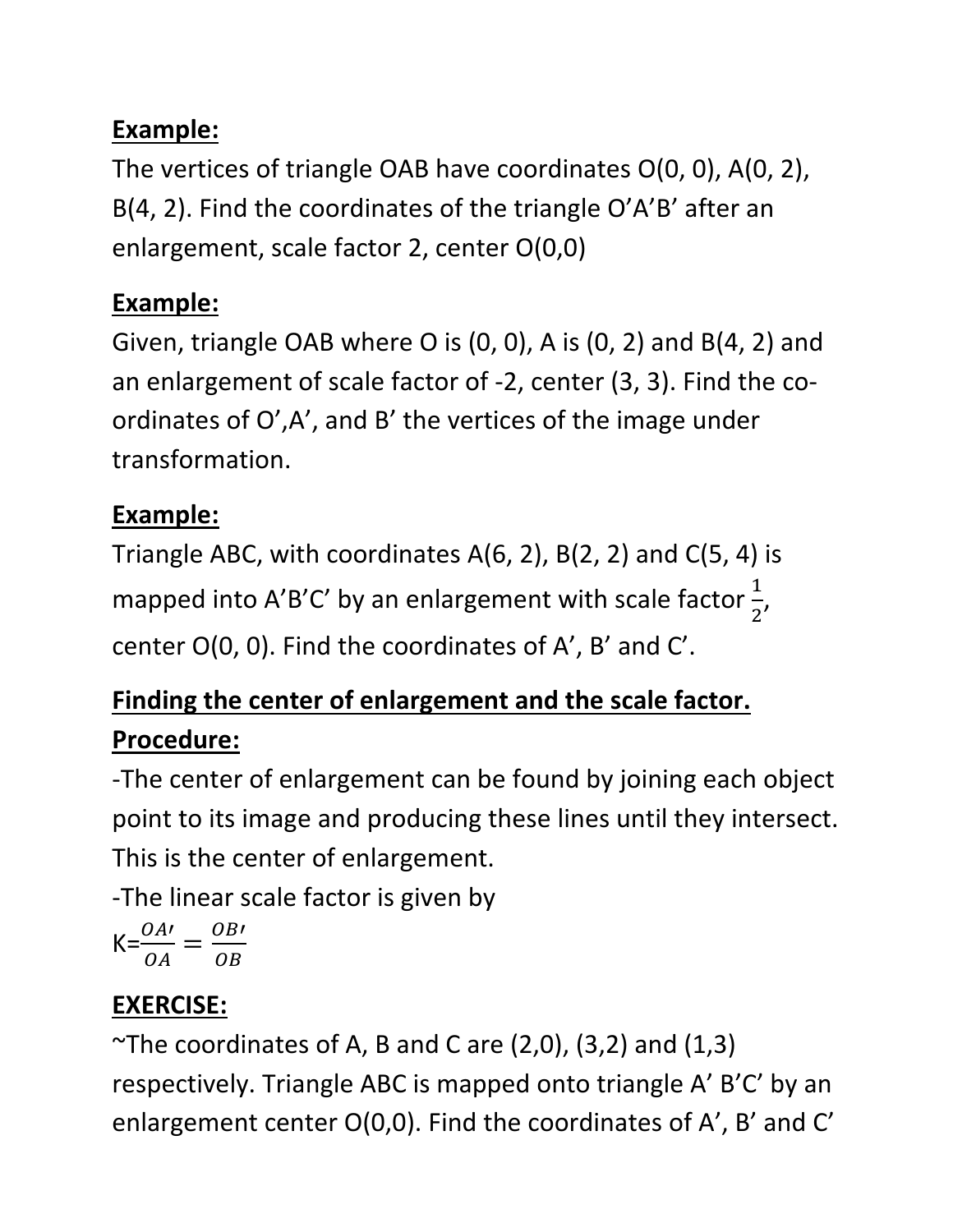**Example:**

The vertices of triangle OAB have coordinates O(0, 0), A(0, 2), B(4, 2). Find the coordinates of the triangle O'A'B' after an enlargement, scale factor 2, center O(0,0)

**Example:**

Given, triangle OAB where O is (0, 0), A is (0, 2) and B(4, 2) and an enlargement of scale factor of -2, center (3, 3). Find the co-ordinates of O',A', and B' the vertices of the image under transformation.

**Example:**

Triangle ABC, with coordinates A(6, 2), B(2, 2) and C(5, 4) is mapped into A'B'C' by an enlargement with scale factor $\frac{1}{2}$, center O(0, 0). Find the coordinates of A', B' and C'.

**Finding the center of enlargement and the scale factor.**

**Procedure:**

-The center of enlargement can be found by joining each object point to its image and producing these lines until they intersect. This is the center of enlargement.

-The linear scale factor is given by

K=$\frac{OA'}{OA} = \frac{OB'}{OB}$

**EXERCISE:**

~The coordinates of A, B and C are (2,0), (3,2) and (1,3) respectively. Triangle ABC is mapped onto triangle A' B'C' by an enlargement center O(0,0). Find the coordinates of A', B' and C'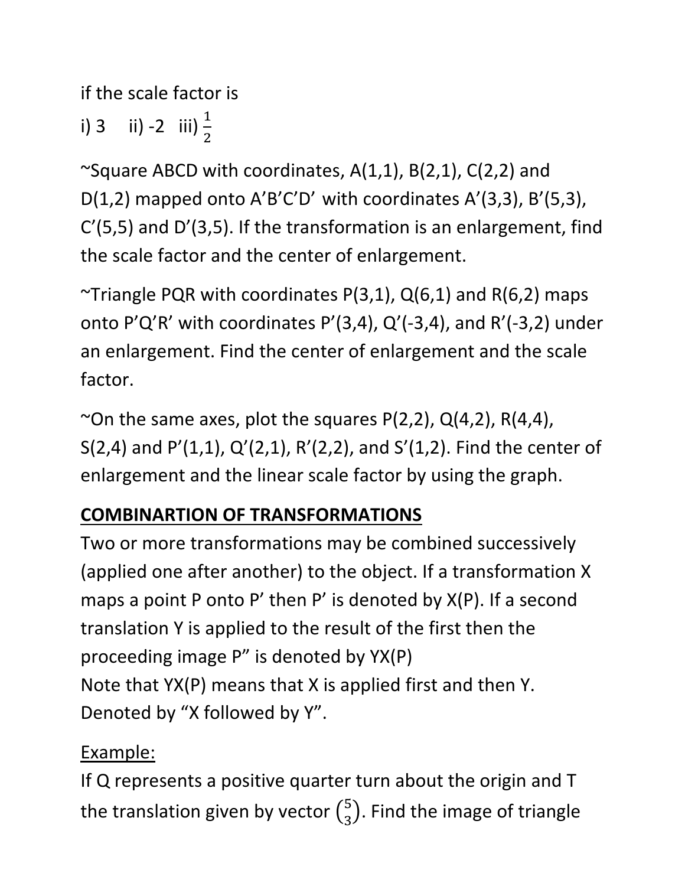if the scale factor is

i) 3  ii) -2  iii) $\frac{1}{2}$

~Square ABCD with coordinates, A(1,1), B(2,1), C(2,2) and D(1,2) mapped onto A'B'C'D' with coordinates A'(3,3), B'(5,3), C'(5,5) and D'(3,5). If the transformation is an enlargement, find the scale factor and the center of enlargement.

~Triangle PQR with coordinates P(3,1), Q(6,1) and R(6,2) maps onto P'Q'R' with coordinates P'(3,4), Q'(-3,4), and R'(-3,2) under an enlargement. Find the center of enlargement and the scale factor.

~On the same axes, plot the squares P(2,2), Q(4,2), R(4,4), S(2,4) and P'(1,1), Q'(2,1), R'(2,2), and S'(1,2). Find the center of enlargement and the linear scale factor by using the graph.

## <u>COMBINARTION OF TRANSFORMATIONS</u>

Two or more transformations may be combined successively (applied one after another) to the object. If a transformation X maps a point P onto P' then P' is denoted by X(P). If a second translation Y is applied to the result of the first then the proceeding image P" is denoted by YX(P)
Note that YX(P) means that X is applied first and then Y. Denoted by "X followed by Y".

<u>Example:</u>

If Q represents a positive quarter turn about the origin and T the translation given by vector $\binom{5}{3}$. Find the image of triangle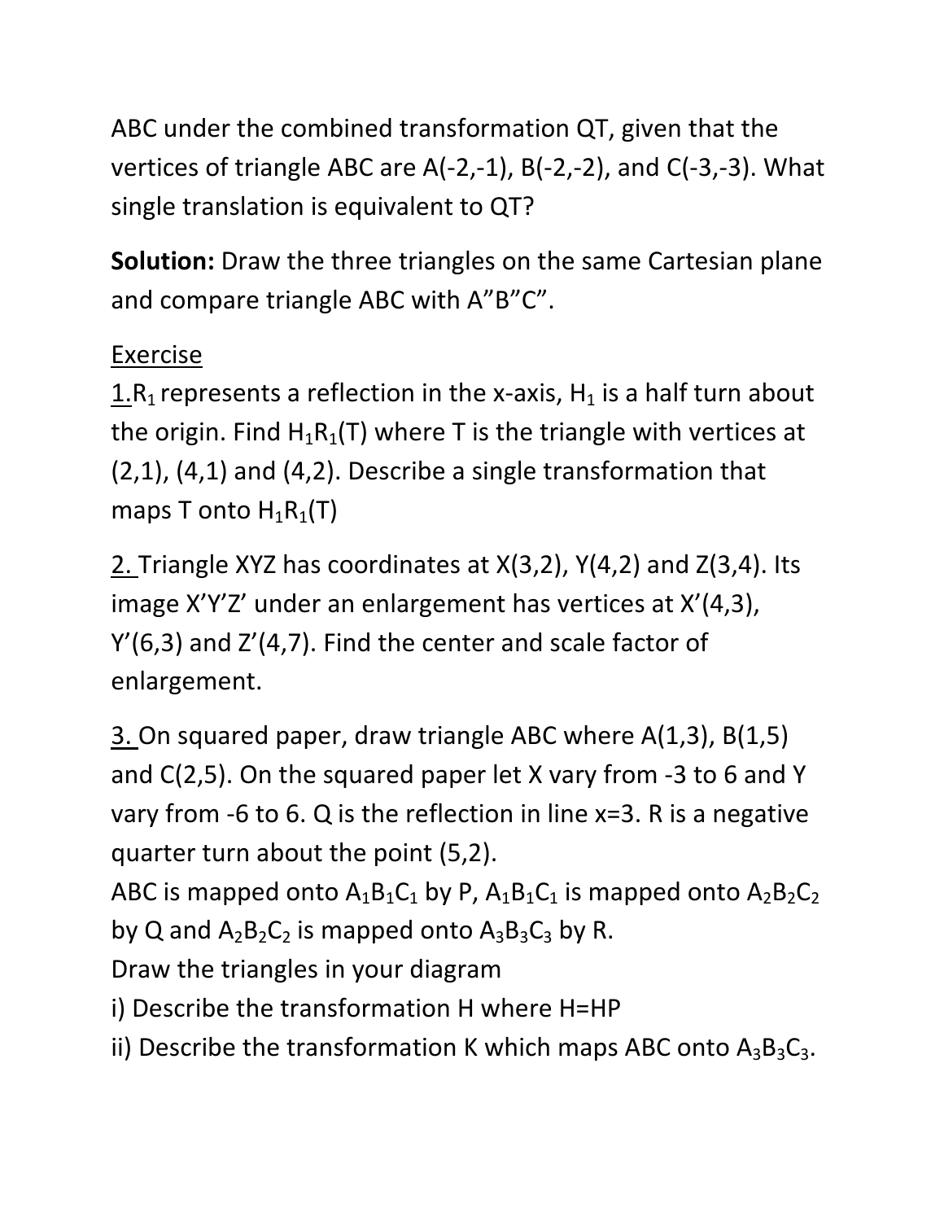ABC under the combined transformation QT, given that the vertices of triangle ABC are A(-2,-1), B(-2,-2), and C(-3,-3). What single translation is equivalent to QT?

**Solution:** Draw the three triangles on the same Cartesian plane and compare triangle ABC with A"B"C".

Exercise

1. $R_1$ represents a reflection in the x-axis, $H_1$ is a half turn about the origin. Find $H_1R_1(T)$ where T is the triangle with vertices at (2,1), (4,1) and (4,2). Describe a single transformation that maps T onto $H_1R_1(T)$

2. Triangle XYZ has coordinates at X(3,2), Y(4,2) and Z(3,4). Its image X'Y'Z' under an enlargement has vertices at X'(4,3), Y'(6,3) and Z'(4,7). Find the center and scale factor of enlargement.

3. On squared paper, draw triangle ABC where A(1,3), B(1,5) and C(2,5). On the squared paper let X vary from -3 to 6 and Y vary from -6 to 6. Q is the reflection in line x=3. R is a negative quarter turn about the point (5,2).

ABC is mapped onto $A_1B_1C_1$ by P, $A_1B_1C_1$ is mapped onto $A_2B_2C_2$ by Q and $A_2B_2C_2$ is mapped onto $A_3B_3C_3$ by R.

Draw the triangles in your diagram

i) Describe the transformation H where H=HP

ii) Describe the transformation K which maps ABC onto $A_3B_3C_3$.